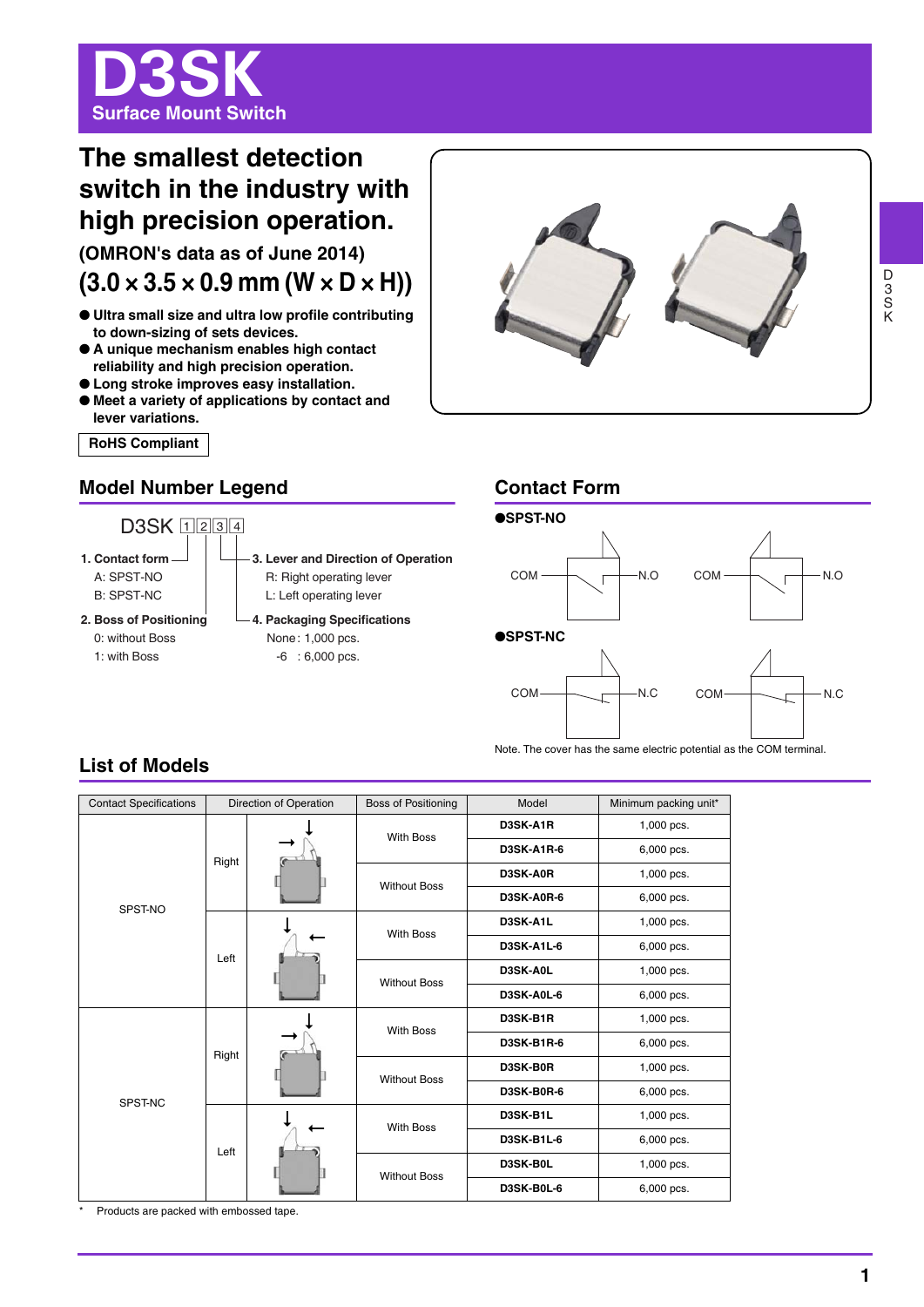# D3SK

**Surface Mount Switch**

## The smallest detection switch in the industry with high precision operation.

**(OMRON's data as of June 2014)**

**(3.0 × 3.5 × 0.9 mm (W × D × H))**

- Ultra small size and ultra low profile contributing to down-sizing of sets devices.
- A unique mechanism enables high contact reliability and high precision operation.
- Long stroke improves easy installation.
- Meet a variety of applications by contact and lever variations.

**RoHS Compliant**

## Model Number Legend

D3SK [1][2][3][4]

**1. Contact form**
A: SPST-NO
B: SPST-NC

**2. Boss of Positioning**
0: without Boss
1: with Boss

**3. Lever and Direction of Operation**
R: Right operating lever
L: Left operating lever

**4. Packaging Specifications**
None: 1,000 pcs.
-6 : 6,000 pcs.

## Contact Form

**●SPST-NO**

COM — N.O    COM — N.O

**●SPST-NC**

COM — N.C    COM — N.C

Note. The cover has the same electric potential as the COM terminal.

## List of Models

| Contact Specifications | Direction of Operation | Boss of Positioning | Model | Minimum packing unit* |
|---|---|---|---|---|
| SPST-NO | Right | With Boss | D3SK-A1R | 1,000 pcs. |
| | | | D3SK-A1R-6 | 6,000 pcs. |
| | | Without Boss | D3SK-A0R | 1,000 pcs. |
| | | | D3SK-A0R-6 | 6,000 pcs. |
| | Left | With Boss | D3SK-A1L | 1,000 pcs. |
| | | | D3SK-A1L-6 | 6,000 pcs. |
| | | Without Boss | D3SK-A0L | 1,000 pcs. |
| | | | D3SK-A0L-6 | 6,000 pcs. |
| SPST-NC | Right | With Boss | D3SK-B1R | 1,000 pcs. |
| | | | D3SK-B1R-6 | 6,000 pcs. |
| | | Without Boss | D3SK-B0R | 1,000 pcs. |
| | | | D3SK-B0R-6 | 6,000 pcs. |
| | Left | With Boss | D3SK-B1L | 1,000 pcs. |
| | | | D3SK-B1L-6 | 6,000 pcs. |
| | | Without Boss | D3SK-B0L | 1,000 pcs. |
| | | | D3SK-B0L-6 | 6,000 pcs. |

\* Products are packed with embossed tape.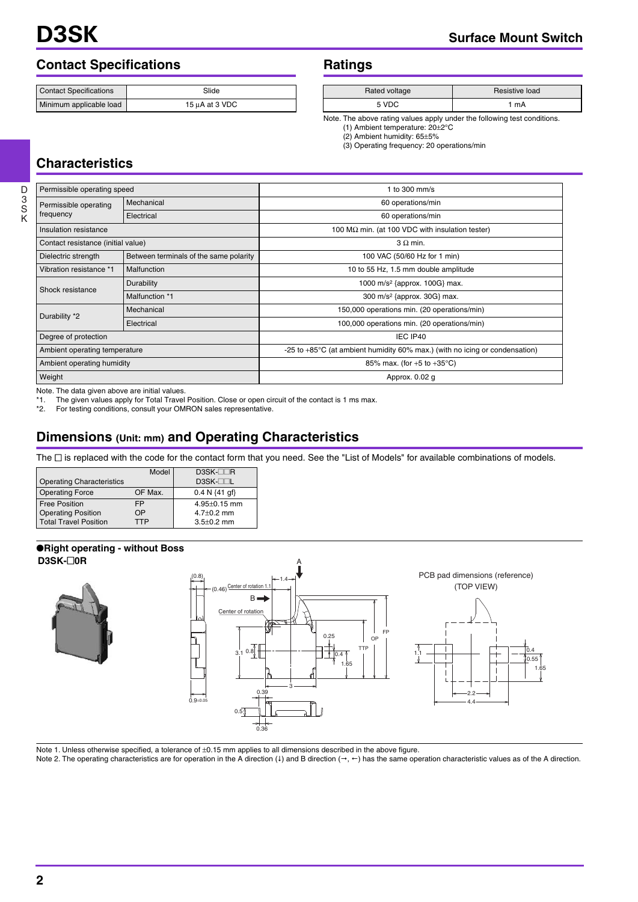# D3SK

## Contact Specifications

| Contact Specifications | Slide |
|---|---|
| Minimum applicable load | 15 µA at 3 VDC |

## Ratings

| Rated voltage | Resistive load |
|---|---|
| 5 VDC | 1 mA |

Note. The above rating values apply under the following test conditions.
(1) Ambient temperature: 20±2°C
(2) Ambient humidity: 65±5%
(3) Operating frequency: 20 operations/min

## Characteristics

| Permissible operating speed | | 1 to 300 mm/s |
|---|---|---|
| Permissible operating frequency | Mechanical | 60 operations/min |
| | Electrical | 60 operations/min |
| Insulation resistance | | 100 MΩ min. (at 100 VDC with insulation tester) |
| Contact resistance (initial value) | | 3 Ω min. |
| Dielectric strength | Between terminals of the same polarity | 100 VAC (50/60 Hz for 1 min) |
| Vibration resistance *1 | Malfunction | 10 to 55 Hz, 1.5 mm double amplitude |
| Shock resistance | Durability | 1000 m/s² {approx. 100G} max. |
| | Malfunction *1 | 300 m/s² {approx. 30G} max. |
| Durability *2 | Mechanical | 150,000 operations min. (20 operations/min) |
| | Electrical | 100,000 operations min. (20 operations/min) |
| Degree of protection | | IEC IP40 |
| Ambient operating temperature | | -25 to +85°C (at ambient humidity 60% max.) (with no icing or condensation) |
| Ambient operating humidity | | 85% max. (for +5 to +35°C) |
| Weight | | Approx. 0.02 g |

Note. The data given above are initial values.
*1. The given values apply for Total Travel Position. Close or open circuit of the contact is 1 ms max.
*2. For testing conditions, consult your OMRON sales representative.

## Dimensions (Unit: mm) and Operating Characteristics

The □ is replaced with the code for the contact form that you need. See the "List of Models" for available combinations of models.

| Operating Characteristics | Model | D3SK-□□R / D3SK-□□L |
|---|---|---|
| Operating Force | OF Max. | 0.4 N {41 gf} |
| Free Position | FP | 4.95±0.15 mm |
| Operating Position | OP | 4.7±0.2 mm |
| Total Travel Position | TTP | 3.5±0.2 mm |

**●Right operating - without Boss**
**D3SK-□0R**

PCB pad dimensions (reference)
(TOP VIEW)

Note 1. Unless otherwise specified, a tolerance of ±0.15 mm applies to all dimensions described in the above figure.
Note 2. The operating characteristics are for operation in the A direction (↓) and B direction (→, ←) has the same operation characteristic values as of the A direction.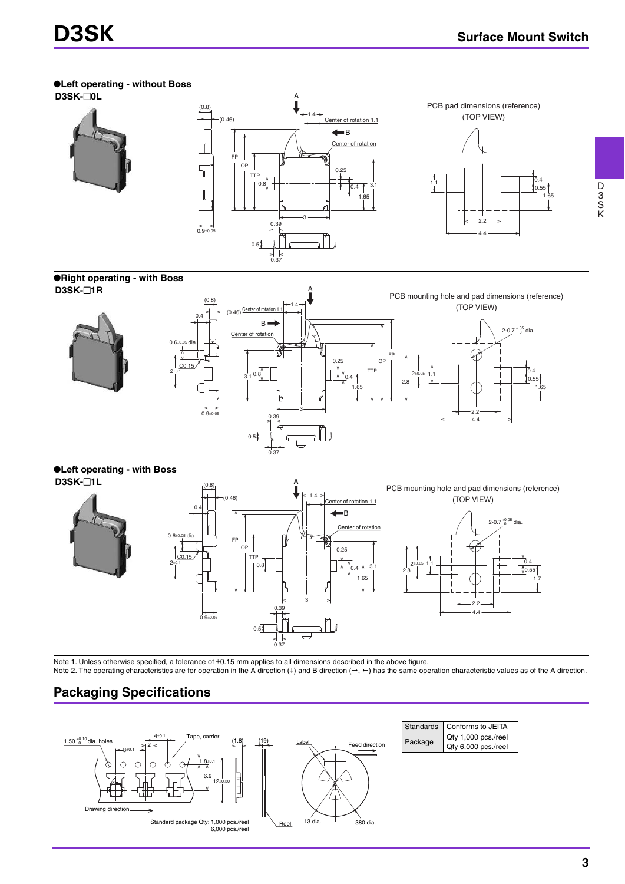## ●Left operating - without Boss

**D3SK-☐0L**

PCB pad dimensions (reference)
(TOP VIEW)

## ●Right operating - with Boss

**D3SK-☐1R**

PCB mounting hole and pad dimensions (reference)
(TOP VIEW)

## ●Left operating - with Boss

**D3SK-☐1L**

PCB mounting hole and pad dimensions (reference)
(TOP VIEW)

Note 1. Unless otherwise specified, a tolerance of ±0.15 mm applies to all dimensions described in the above figure.
Note 2. The operating characteristics are for operation in the A direction (↓) and B direction (→, ←) has the same operation characteristic values as of the A direction.

## Packaging Specifications

Standard package Qty: 1,000 pcs./reel
6,000 pcs./reel

| Standards | Conforms to JEITA |
|---|---|
| Package | Qty 1,000 pcs./reel<br>Qty 6,000 pcs./reel |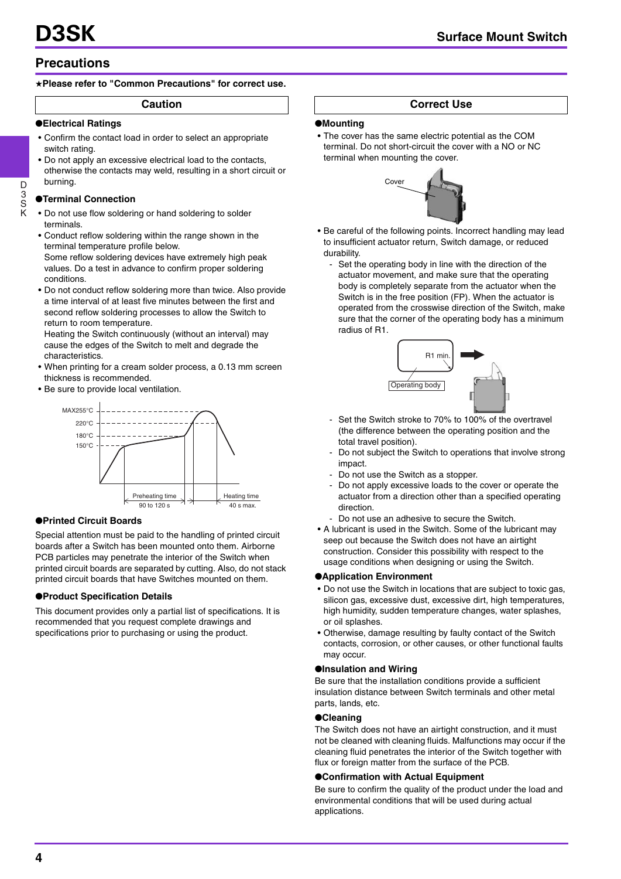## Precautions

★**Please refer to "Common Precautions" for correct use.**

### Caution

**●Electrical Ratings**

- Confirm the contact load in order to select an appropriate switch rating.
- Do not apply an excessive electrical load to the contacts, otherwise the contacts may weld, resulting in a short circuit or burning.

**●Terminal Connection**

- Do not use flow soldering or hand soldering to solder terminals.
- Conduct reflow soldering within the range shown in the terminal temperature profile below.
  Some reflow soldering devices have extremely high peak values. Do a test in advance to confirm proper soldering conditions.
- Do not conduct reflow soldering more than twice. Also provide a time interval of at least five minutes between the first and second reflow soldering processes to allow the Switch to return to room temperature.
  Heating the Switch continuously (without an interval) may cause the edges of the Switch to melt and degrade the characteristics.
- When printing for a cream solder process, a 0.13 mm screen thickness is recommended.
- Be sure to provide local ventilation.

MAX255°C, 220°C, 180°C, 150°C
Preheating time 90 to 120 s
Heating time 40 s max.

**●Printed Circuit Boards**

Special attention must be paid to the handling of printed circuit boards after a Switch has been mounted onto them. Airborne PCB particles may penetrate the interior of the Switch when printed circuit boards are separated by cutting. Also, do not stack printed circuit boards that have Switches mounted on them.

**●Product Specification Details**

This document provides only a partial list of specifications. It is recommended that you request complete drawings and specifications prior to purchasing or using the product.

### Correct Use

**●Mounting**

- The cover has the same electric potential as the COM terminal. Do not short-circuit the cover with a NO or NC terminal when mounting the cover.

Cover

- Be careful of the following points. Incorrect handling may lead to insufficient actuator return, Switch damage, or reduced durability.
  - Set the operating body in line with the direction of the actuator movement, and make sure that the operating body is completely separate from the actuator when the Switch is in the free position (FP). When the actuator is operated from the crosswise direction of the Switch, make sure that the corner of the operating body has a minimum radius of R1.

R1 min.
Operating body

  - Set the Switch stroke to 70% to 100% of the overtravel (the difference between the operating position and the total travel position).
  - Do not subject the Switch to operations that involve strong impact.
  - Do not use the Switch as a stopper.
  - Do not apply excessive loads to the cover or operate the actuator from a direction other than a specified operating direction.
  - Do not use an adhesive to secure the Switch.
- A lubricant is used in the Switch. Some of the lubricant may seep out because the Switch does not have an airtight construction. Consider this possibility with respect to the usage conditions when designing or using the Switch.

**●Application Environment**

- Do not use the Switch in locations that are subject to toxic gas, silicon gas, excessive dust, excessive dirt, high temperatures, high humidity, sudden temperature changes, water splashes, or oil splashes.
- Otherwise, damage resulting by faulty contact of the Switch contacts, corrosion, or other causes, or other functional faults may occur.

**●Insulation and Wiring**

Be sure that the installation conditions provide a sufficient insulation distance between Switch terminals and other metal parts, lands, etc.

**●Cleaning**

The Switch does not have an airtight construction, and it must not be cleaned with cleaning fluids. Malfunctions may occur if the cleaning fluid penetrates the interior of the Switch together with flux or foreign matter from the surface of the PCB.

**●Confirmation with Actual Equipment**

Be sure to confirm the quality of the product under the load and environmental conditions that will be used during actual applications.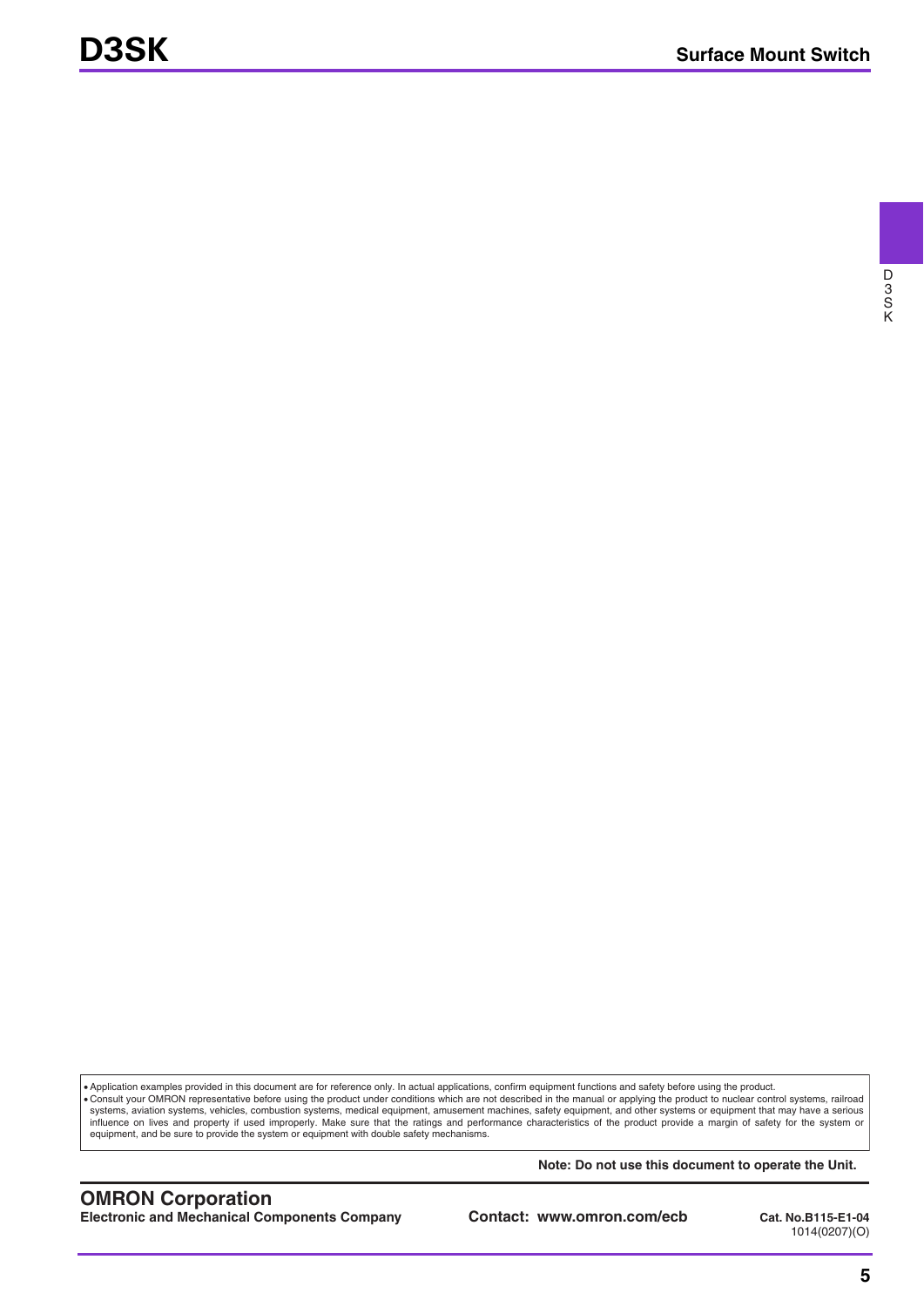- Application examples provided in this document are for reference only. In actual applications, confirm equipment functions and safety before using the product.
- Consult your OMRON representative before using the product under conditions which are not described in the manual or applying the product to nuclear control systems, railroad systems, aviation systems, vehicles, combustion systems, medical equipment, amusement machines, safety equipment, and other systems or equipment that may have a serious influence on lives and property if used improperly. Make sure that the ratings and performance characteristics of the product provide a margin of safety for the system or equipment, and be sure to provide the system or equipment with double safety mechanisms.

**Note: Do not use this document to operate the Unit.**

## OMRON Corporation

**Electronic and Mechanical Components Company**

**Contact: www.omron.com/ecb**

**Cat. No.B115-E1-04**
1014(0207)(O)